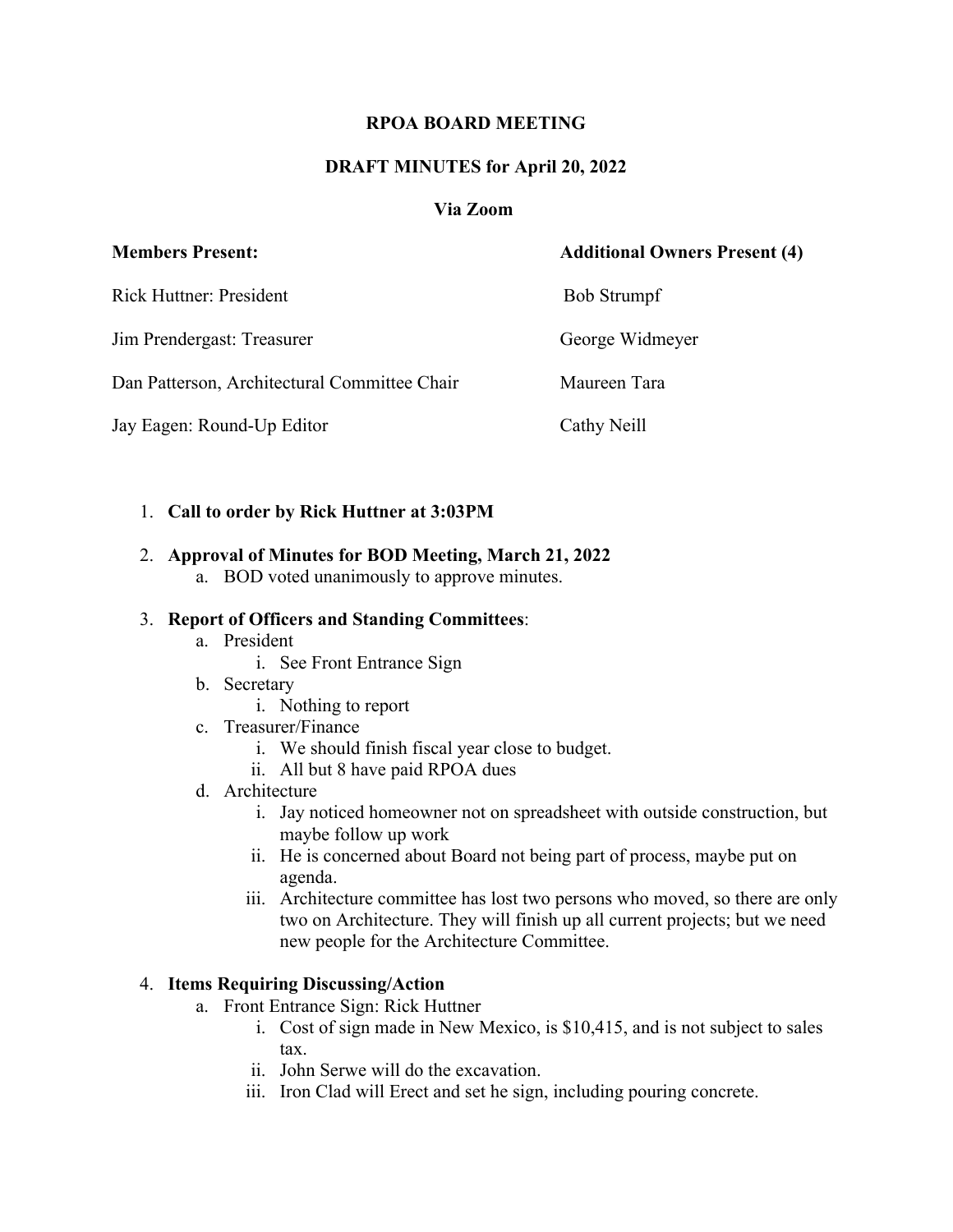**RPOA BOARD MEETING**

**DRAFT MINUTES for April 20, 2022**

**Via Zoom**

| **Members Present:** | **Additional Owners Present (4)** |
| --- | --- |
| Rick Huttner: President | Bob Strumpf |
| Jim Prendergast: Treasurer | George Widmeyer |
| Dan Patterson, Architectural Committee Chair | Maureen Tara |
| Jay Eagen: Round-Up Editor | Cathy Neill |

1. **Call to order by Rick Huttner at 3:03PM**
2. **Approval of Minutes for BOD Meeting, March 21, 2022**
   a. BOD voted unanimously to approve minutes.
3. **Report of Officers and Standing Committees**:
   a. President
      i. See Front Entrance Sign
   b. Secretary
      i. Nothing to report
   c. Treasurer/Finance
      i. We should finish fiscal year close to budget.
      ii. All but 8 have paid RPOA dues
   d. Architecture
      i. Jay noticed homeowner not on spreadsheet with outside construction, but maybe follow up work
      ii. He is concerned about Board not being part of process, maybe put on agenda.
      iii. Architecture committee has lost two persons who moved, so there are only two on Architecture. They will finish up all current projects; but we need new people for the Architecture Committee.
4. **Items Requiring Discussing/Action**
   a. Front Entrance Sign: Rick Huttner
      i. Cost of sign made in New Mexico, is $10,415, and is not subject to sales tax.
      ii. John Serwe will do the excavation.
      iii. Iron Clad will Erect and set he sign, including pouring concrete.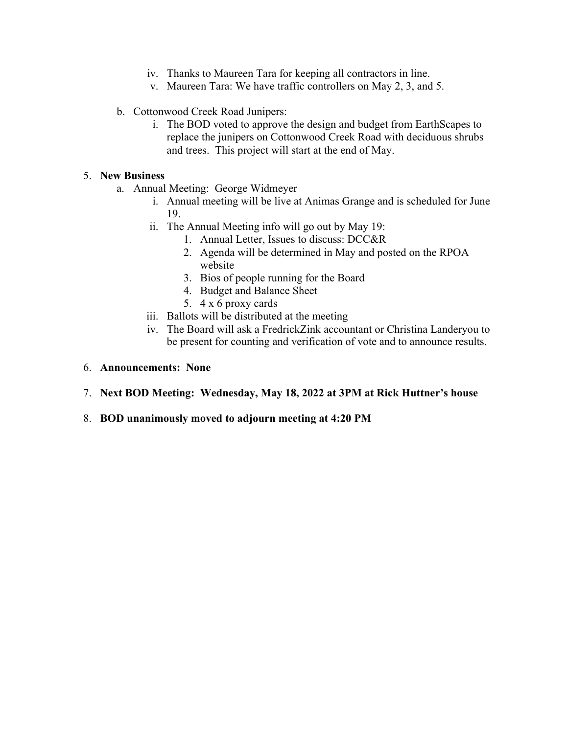iv. Thanks to Maureen Tara for keeping all contractors in line.
v. Maureen Tara: We have traffic controllers on May 2, 3, and 5.

b. Cottonwood Creek Road Junipers:
   i. The BOD voted to approve the design and budget from EarthScapes to replace the junipers on Cottonwood Creek Road with deciduous shrubs and trees. This project will start at the end of May.

5. **New Business**
   a. Annual Meeting: George Widmeyer
      i. Annual meeting will be live at Animas Grange and is scheduled for June 19.
      ii. The Annual Meeting info will go out by May 19:
         1. Annual Letter, Issues to discuss: DCC&R
         2. Agenda will be determined in May and posted on the RPOA website
         3. Bios of people running for the Board
         4. Budget and Balance Sheet
         5. 4 x 6 proxy cards
      iii. Ballots will be distributed at the meeting
      iv. The Board will ask a FredrickZink accountant or Christina Landeryou to be present for counting and verification of vote and to announce results.

6. **Announcements: None**

7. **Next BOD Meeting: Wednesday, May 18, 2022 at 3PM at Rick Huttner's house**

8. **BOD unanimously moved to adjourn meeting at 4:20 PM**